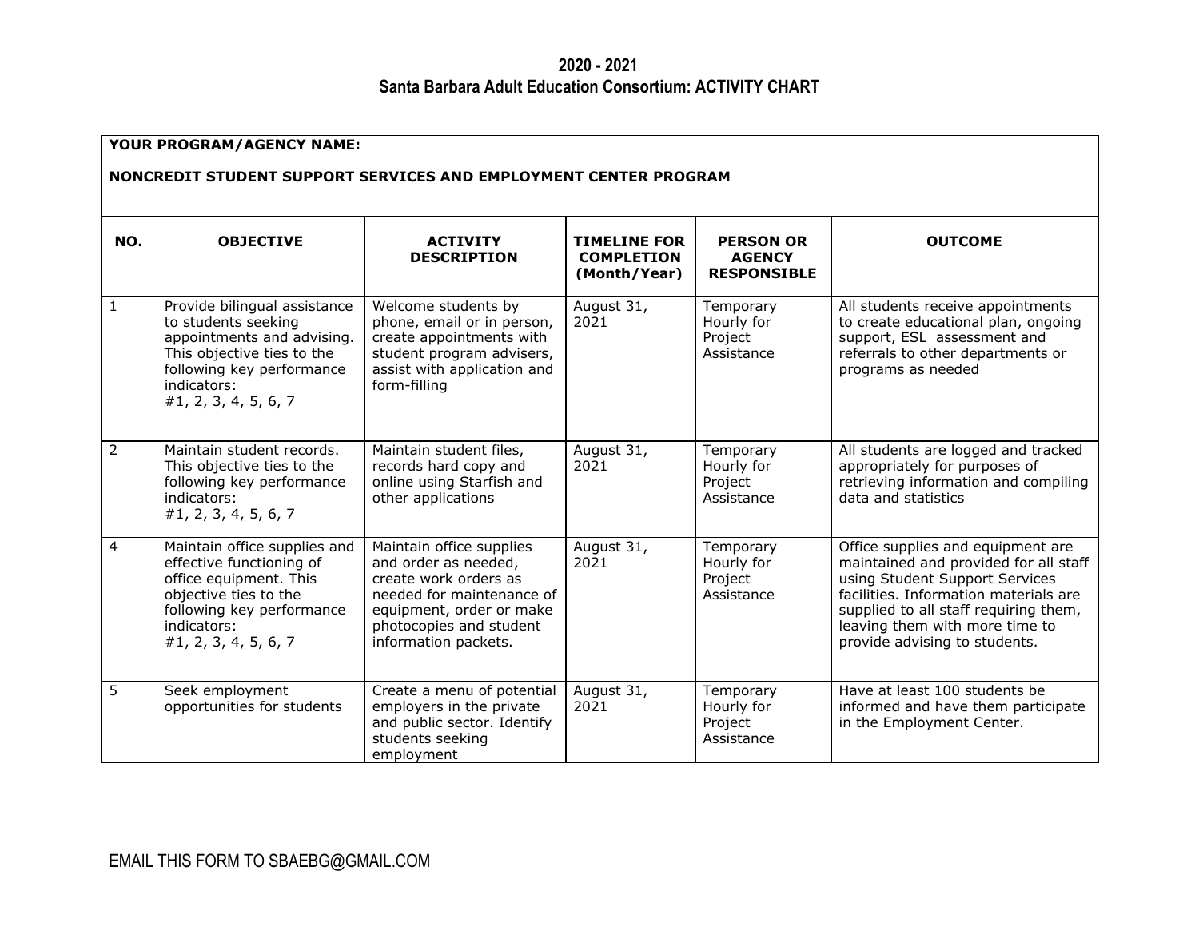## 2020 - 2021
## Santa Barbara Adult Education Consortium: ACTIVITY CHART

**YOUR PROGRAM/AGENCY NAME:**

**NONCREDIT STUDENT SUPPORT SERVICES AND EMPLOYMENT CENTER PROGRAM**

| NO. | OBJECTIVE | ACTIVITY DESCRIPTION | TIMELINE FOR COMPLETION (Month/Year) | PERSON OR AGENCY RESPONSIBLE | OUTCOME |
|---|---|---|---|---|---|
| 1 | Provide bilingual assistance to students seeking appointments and advising. This objective ties to the following key performance indicators: #1, 2, 3, 4, 5, 6, 7 | Welcome students by phone, email or in person, create appointments with student program advisers, assist with application and form-filling | August 31, 2021 | Temporary Hourly for Project Assistance | All students receive appointments to create educational plan, ongoing support, ESL assessment and referrals to other departments or programs as needed |
| 2 | Maintain student records. This objective ties to the following key performance indicators: #1, 2, 3, 4, 5, 6, 7 | Maintain student files, records hard copy and online using Starfish and other applications | August 31, 2021 | Temporary Hourly for Project Assistance | All students are logged and tracked appropriately for purposes of retrieving information and compiling data and statistics |
| 4 | Maintain office supplies and effective functioning of office equipment. This objective ties to the following key performance indicators: #1, 2, 3, 4, 5, 6, 7 | Maintain office supplies and order as needed, create work orders as needed for maintenance of equipment, order or make photocopies and student information packets. | August 31, 2021 | Temporary Hourly for Project Assistance | Office supplies and equipment are maintained and provided for all staff using Student Support Services facilities. Information materials are supplied to all staff requiring them, leaving them with more time to provide advising to students. |
| 5 | Seek employment opportunities for students | Create a menu of potential employers in the private and public sector. Identify students seeking employment | August 31, 2021 | Temporary Hourly for Project Assistance | Have at least 100 students be informed and have them participate in the Employment Center. |

EMAIL THIS FORM TO SBAEBG@GMAIL.COM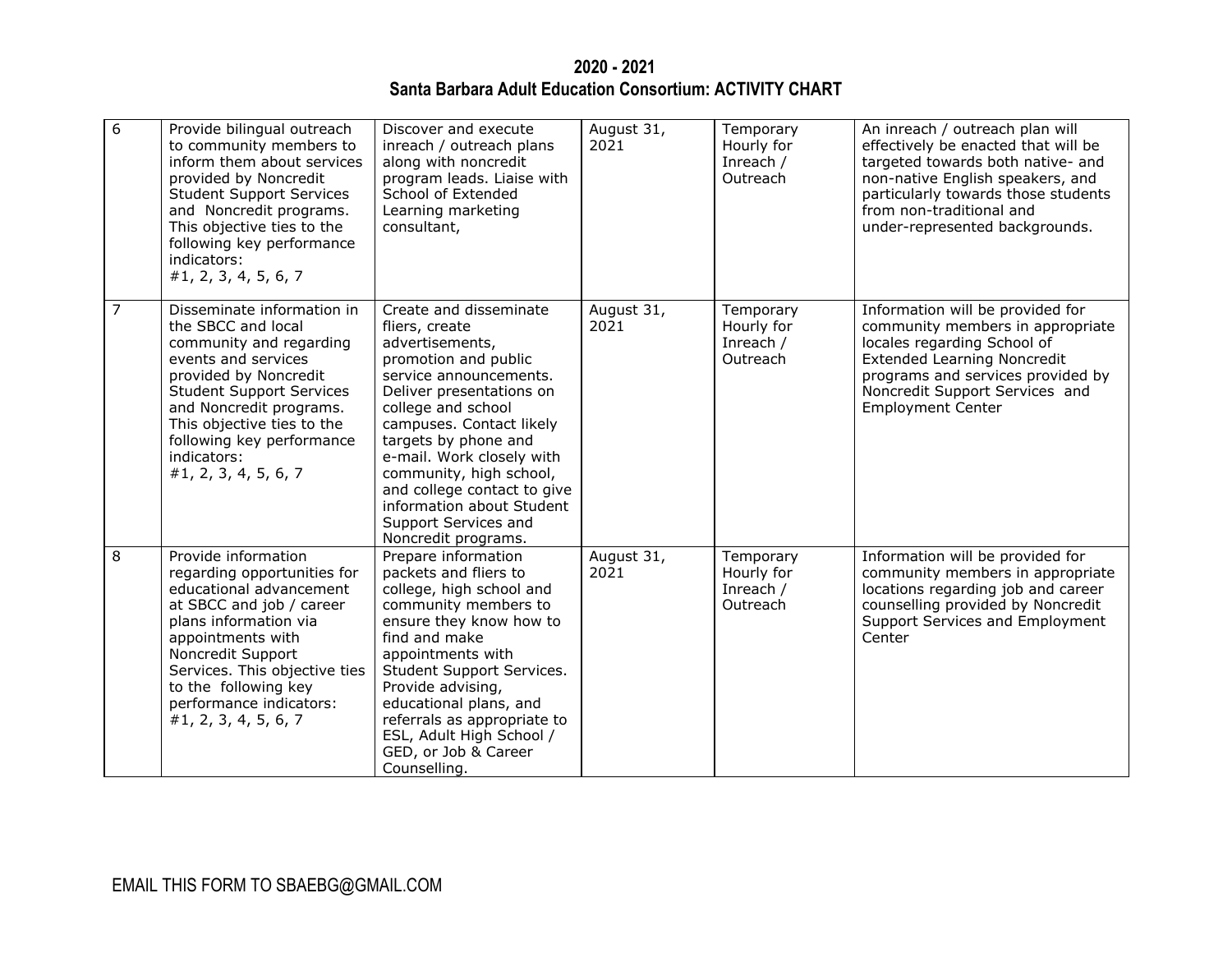**2020 - 2021**
**Santa Barbara Adult Education Consortium: ACTIVITY CHART**

| | | | | | |
|---|---|---|---|---|---|
| 6 | Provide bilingual outreach to community members to inform them about services provided by Noncredit Student Support Services and Noncredit programs. This objective ties to the following key performance indicators: #1, 2, 3, 4, 5, 6, 7 | Discover and execute inreach / outreach plans along with noncredit program leads. Liaise with School of Extended Learning marketing consultant, | August 31, 2021 | Temporary Hourly for Inreach / Outreach | An inreach / outreach plan will effectively be enacted that will be targeted towards both native- and non-native English speakers, and particularly towards those students from non-traditional and under-represented backgrounds. |
| 7 | Disseminate information in the SBCC and local community and regarding events and services provided by Noncredit Student Support Services and Noncredit programs. This objective ties to the following key performance indicators: #1, 2, 3, 4, 5, 6, 7 | Create and disseminate fliers, create advertisements, promotion and public service announcements. Deliver presentations on college and school campuses. Contact likely targets by phone and e-mail. Work closely with community, high school, and college contact to give information about Student Support Services and Noncredit programs. | August 31, 2021 | Temporary Hourly for Inreach / Outreach | Information will be provided for community members in appropriate locales regarding School of Extended Learning Noncredit programs and services provided by Noncredit Support Services and Employment Center |
| 8 | Provide information regarding opportunities for educational advancement at SBCC and job / career plans information via appointments with Noncredit Support Services. This objective ties to the following key performance indicators: #1, 2, 3, 4, 5, 6, 7 | Prepare information packets and fliers to college, high school and community members to ensure they know how to find and make appointments with Student Support Services. Provide advising, educational plans, and referrals as appropriate to ESL, Adult High School / GED, or Job & Career Counselling. | August 31, 2021 | Temporary Hourly for Inreach / Outreach | Information will be provided for community members in appropriate locations regarding job and career counselling provided by Noncredit Support Services and Employment Center |

EMAIL THIS FORM TO SBAEBG@GMAIL.COM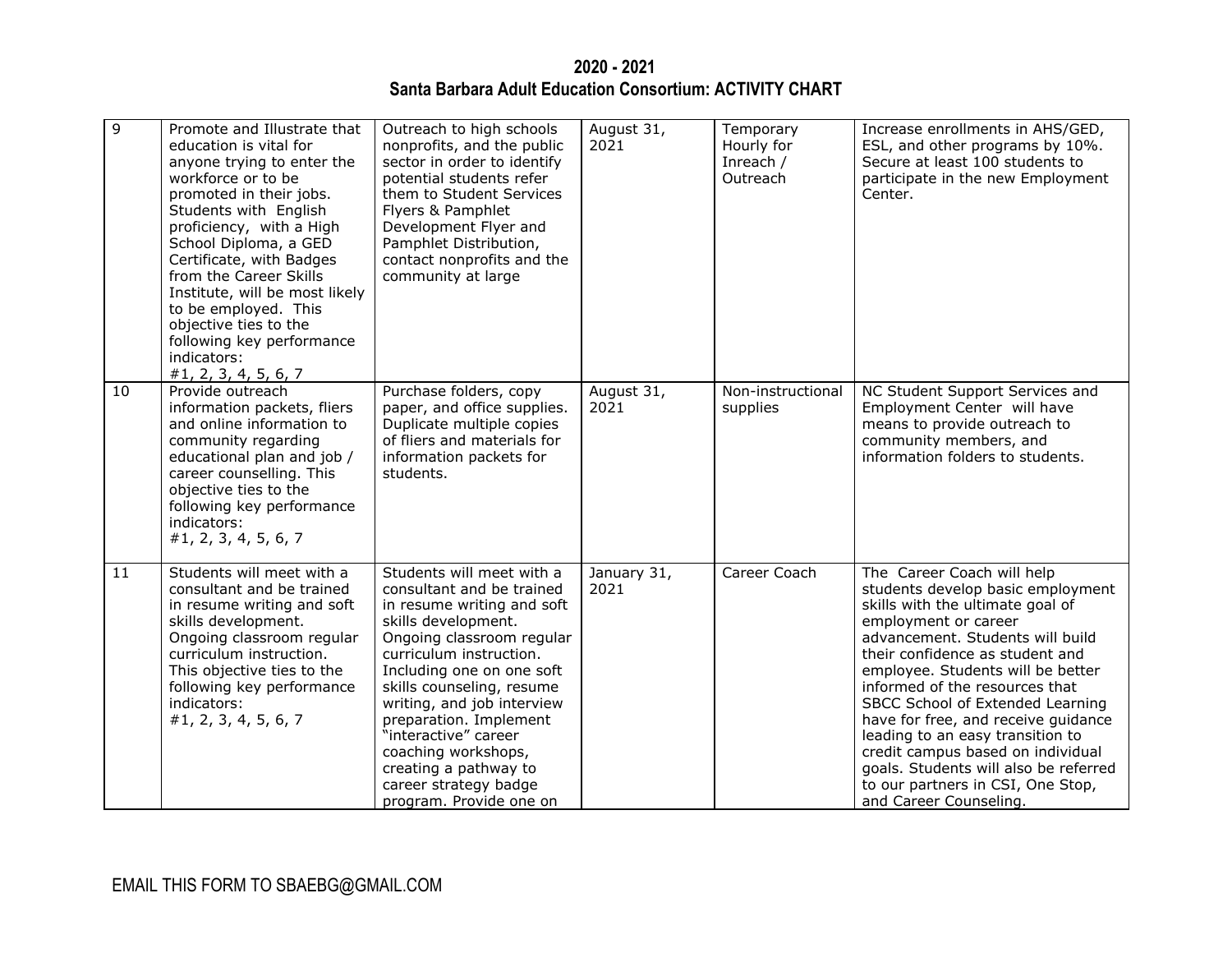## 2020 - 2021
## Santa Barbara Adult Education Consortium: ACTIVITY CHART

| | | | | | |
|---|---|---|---|---|---|
| 9 | Promote and Illustrate that education is vital for anyone trying to enter the workforce or to be promoted in their jobs. Students with English proficiency, with a High School Diploma, a GED Certificate, with Badges from the Career Skills Institute, will be most likely to be employed. This objective ties to the following key performance indicators: #1, 2, 3, 4, 5, 6, 7 | Outreach to high schools nonprofits, and the public sector in order to identify potential students refer them to Student Services Flyers & Pamphlet Development Flyer and Pamphlet Distribution, contact nonprofits and the community at large | August 31, 2021 | Temporary Hourly for Inreach / Outreach | Increase enrollments in AHS/GED, ESL, and other programs by 10%. Secure at least 100 students to participate in the new Employment Center. |
| 10 | Provide outreach information packets, fliers and online information to community regarding educational plan and job / career counselling. This objective ties to the following key performance indicators: #1, 2, 3, 4, 5, 6, 7 | Purchase folders, copy paper, and office supplies. Duplicate multiple copies of fliers and materials for information packets for students. | August 31, 2021 | Non-instructional supplies | NC Student Support Services and Employment Center will have means to provide outreach to community members, and information folders to students. |
| 11 | Students will meet with a consultant and be trained in resume writing and soft skills development. Ongoing classroom regular curriculum instruction. This objective ties to the following key performance indicators: #1, 2, 3, 4, 5, 6, 7 | Students will meet with a consultant and be trained in resume writing and soft skills development. Ongoing classroom regular curriculum instruction. Including one on one soft skills counseling, resume writing, and job interview preparation. Implement "interactive" career coaching workshops, creating a pathway to career strategy badge program. Provide one on | January 31, 2021 | Career Coach | The Career Coach will help students develop basic employment skills with the ultimate goal of employment or career advancement. Students will build their confidence as student and employee. Students will be better informed of the resources that SBCC School of Extended Learning have for free, and receive guidance leading to an easy transition to credit campus based on individual goals. Students will also be referred to our partners in CSI, One Stop, and Career Counseling. |

EMAIL THIS FORM TO SBAEBG@GMAIL.COM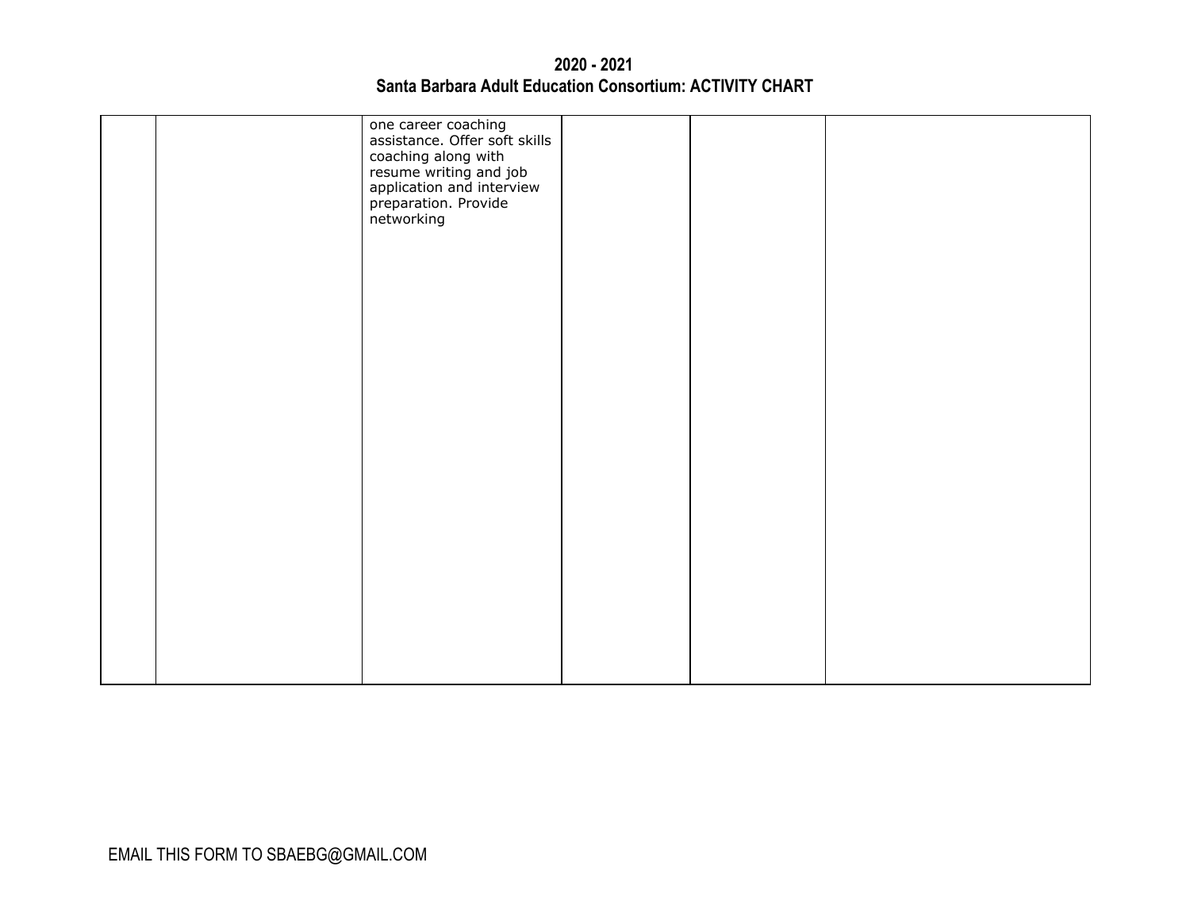# 2020 - 2021
## Santa Barbara Adult Education Consortium: ACTIVITY CHART

| | | | | | |
|---|---|---|---|---|---|
| | | one career coaching assistance. Offer soft skills coaching along with resume writing and job application and interview preparation. Provide networking | | | |

EMAIL THIS FORM TO SBAEBG@GMAIL.COM